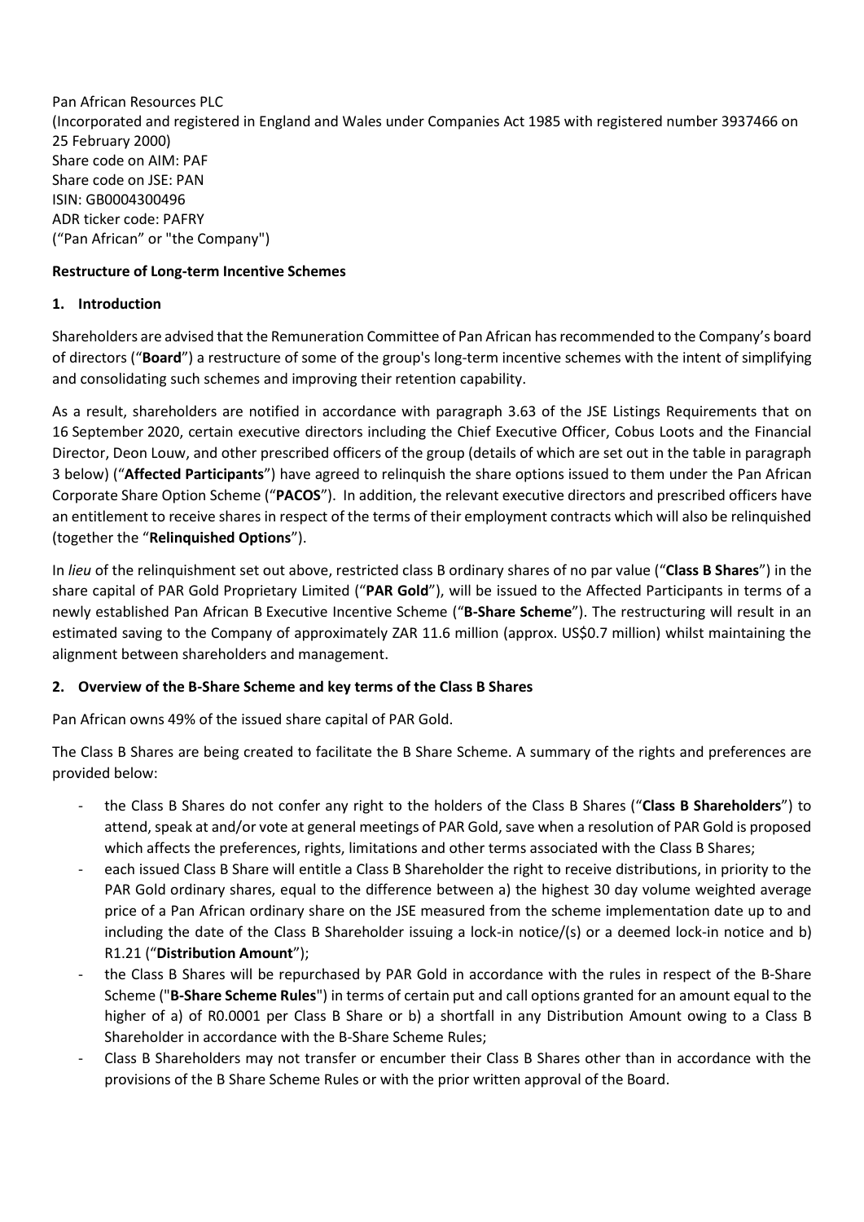Pan African Resources PLC
(Incorporated and registered in England and Wales under Companies Act 1985 with registered number 3937466 on 25 February 2000)
Share code on AIM: PAF
Share code on JSE: PAN
ISIN: GB0004300496
ADR ticker code: PAFRY
("Pan African" or "the Company")

**Restructure of Long-term Incentive Schemes**

## 1. Introduction

Shareholders are advised that the Remuneration Committee of Pan African has recommended to the Company's board of directors ("**Board**") a restructure of some of the group's long-term incentive schemes with the intent of simplifying and consolidating such schemes and improving their retention capability.

As a result, shareholders are notified in accordance with paragraph 3.63 of the JSE Listings Requirements that on 16 September 2020, certain executive directors including the Chief Executive Officer, Cobus Loots and the Financial Director, Deon Louw, and other prescribed officers of the group (details of which are set out in the table in paragraph 3 below) ("**Affected Participants**") have agreed to relinquish the share options issued to them under the Pan African Corporate Share Option Scheme ("**PACOS**"). In addition, the relevant executive directors and prescribed officers have an entitlement to receive shares in respect of the terms of their employment contracts which will also be relinquished (together the "**Relinquished Options**").

In *lieu* of the relinquishment set out above, restricted class B ordinary shares of no par value ("**Class B Shares**") in the share capital of PAR Gold Proprietary Limited ("**PAR Gold**"), will be issued to the Affected Participants in terms of a newly established Pan African B Executive Incentive Scheme ("**B-Share Scheme**"). The restructuring will result in an estimated saving to the Company of approximately ZAR 11.6 million (approx. US$0.7 million) whilst maintaining the alignment between shareholders and management.

## 2. Overview of the B-Share Scheme and key terms of the Class B Shares

Pan African owns 49% of the issued share capital of PAR Gold.

The Class B Shares are being created to facilitate the B Share Scheme. A summary of the rights and preferences are provided below:

- the Class B Shares do not confer any right to the holders of the Class B Shares ("**Class B Shareholders**") to attend, speak at and/or vote at general meetings of PAR Gold, save when a resolution of PAR Gold is proposed which affects the preferences, rights, limitations and other terms associated with the Class B Shares;
- each issued Class B Share will entitle a Class B Shareholder the right to receive distributions, in priority to the PAR Gold ordinary shares, equal to the difference between a) the highest 30 day volume weighted average price of a Pan African ordinary share on the JSE measured from the scheme implementation date up to and including the date of the Class B Shareholder issuing a lock-in notice/(s) or a deemed lock-in notice and b) R1.21 ("**Distribution Amount**");
- the Class B Shares will be repurchased by PAR Gold in accordance with the rules in respect of the B-Share Scheme ("**B-Share Scheme Rules**") in terms of certain put and call options granted for an amount equal to the higher of a) of R0.0001 per Class B Share or b) a shortfall in any Distribution Amount owing to a Class B Shareholder in accordance with the B-Share Scheme Rules;
- Class B Shareholders may not transfer or encumber their Class B Shares other than in accordance with the provisions of the B Share Scheme Rules or with the prior written approval of the Board.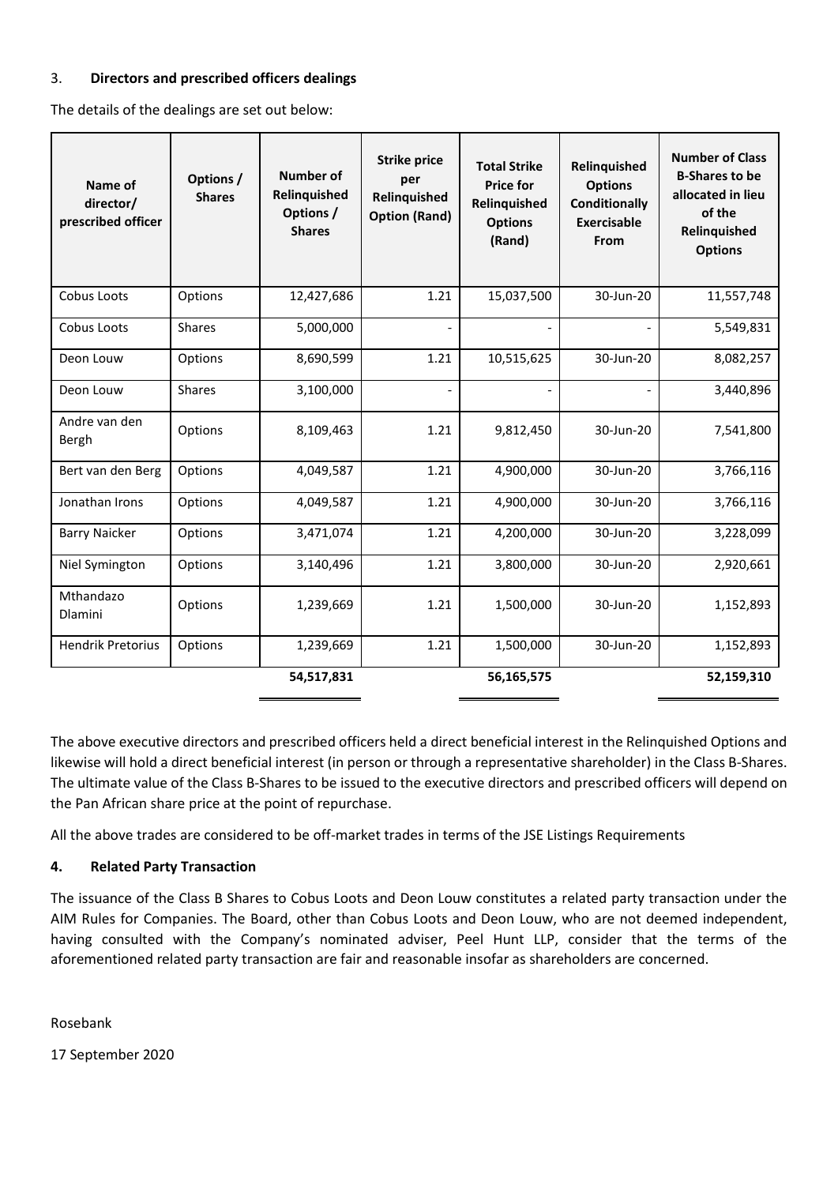### 3. **Directors and prescribed officers dealings**

The details of the dealings are set out below:

| Name of director/ prescribed officer | Options / Shares | Number of Relinquished Options / Shares | Strike price per Relinquished Option (Rand) | Total Strike Price for Relinquished Options (Rand) | Relinquished Options Conditionally Exercisable From | Number of Class B-Shares to be allocated in lieu of the Relinquished Options |
|---|---|---|---|---|---|---|
| Cobus Loots | Options | 12,427,686 | 1.21 | 15,037,500 | 30-Jun-20 | 11,557,748 |
| Cobus Loots | Shares | 5,000,000 | - | - | - | 5,549,831 |
| Deon Louw | Options | 8,690,599 | 1.21 | 10,515,625 | 30-Jun-20 | 8,082,257 |
| Deon Louw | Shares | 3,100,000 | - | - | - | 3,440,896 |
| Andre van den Bergh | Options | 8,109,463 | 1.21 | 9,812,450 | 30-Jun-20 | 7,541,800 |
| Bert van den Berg | Options | 4,049,587 | 1.21 | 4,900,000 | 30-Jun-20 | 3,766,116 |
| Jonathan Irons | Options | 4,049,587 | 1.21 | 4,900,000 | 30-Jun-20 | 3,766,116 |
| Barry Naicker | Options | 3,471,074 | 1.21 | 4,200,000 | 30-Jun-20 | 3,228,099 |
| Niel Symington | Options | 3,140,496 | 1.21 | 3,800,000 | 30-Jun-20 | 2,920,661 |
| Mthandazo Dlamini | Options | 1,239,669 | 1.21 | 1,500,000 | 30-Jun-20 | 1,152,893 |
| Hendrik Pretorius | Options | 1,239,669 | 1.21 | 1,500,000 | 30-Jun-20 | 1,152,893 |
| | | **54,517,831** | | **56,165,575** | | **52,159,310** |

The above executive directors and prescribed officers held a direct beneficial interest in the Relinquished Options and likewise will hold a direct beneficial interest (in person or through a representative shareholder) in the Class B-Shares. The ultimate value of the Class B-Shares to be issued to the executive directors and prescribed officers will depend on the Pan African share price at the point of repurchase.

All the above trades are considered to be off-market trades in terms of the JSE Listings Requirements

### 4. **Related Party Transaction**

The issuance of the Class B Shares to Cobus Loots and Deon Louw constitutes a related party transaction under the AIM Rules for Companies. The Board, other than Cobus Loots and Deon Louw, who are not deemed independent, having consulted with the Company's nominated adviser, Peel Hunt LLP, consider that the terms of the aforementioned related party transaction are fair and reasonable insofar as shareholders are concerned.

Rosebank

17 September 2020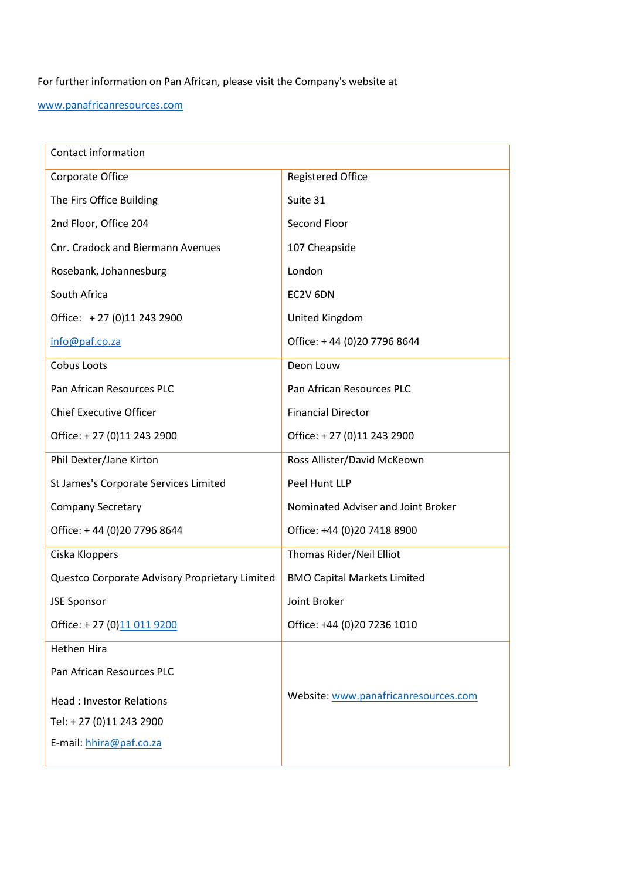For further information on Pan African, please visit the Company's website at

www.panafricanresources.com

| Contact information | |
|---|---|
| Corporate Office<br>The Firs Office Building<br>2nd Floor, Office 204<br>Cnr. Cradock and Biermann Avenues<br>Rosebank, Johannesburg<br>South Africa<br>Office: + 27 (0)11 243 2900<br>info@paf.co.za | Registered Office<br>Suite 31<br>Second Floor<br>107 Cheapside<br>London<br>EC2V 6DN<br>United Kingdom<br>Office: + 44 (0)20 7796 8644 |
| Cobus Loots<br>Pan African Resources PLC<br>Chief Executive Officer<br>Office: + 27 (0)11 243 2900 | Deon Louw<br>Pan African Resources PLC<br>Financial Director<br>Office: + 27 (0)11 243 2900 |
| Phil Dexter/Jane Kirton<br>St James's Corporate Services Limited<br>Company Secretary<br>Office: + 44 (0)20 7796 8644 | Ross Allister/David McKeown<br>Peel Hunt LLP<br>Nominated Adviser and Joint Broker<br>Office: +44 (0)20 7418 8900 |
| Ciska Kloppers<br>Questco Corporate Advisory Proprietary Limited<br>JSE Sponsor<br>Office: + 27 (0)11 011 9200 | Thomas Rider/Neil Elliot<br>BMO Capital Markets Limited<br>Joint Broker<br>Office: +44 (0)20 7236 1010 |
| Hethen Hira<br>Pan African Resources PLC<br>Head : Investor Relations<br>Tel: + 27 (0)11 243 2900<br>E-mail: hhira@paf.co.za | Website: www.panafricanresources.com |